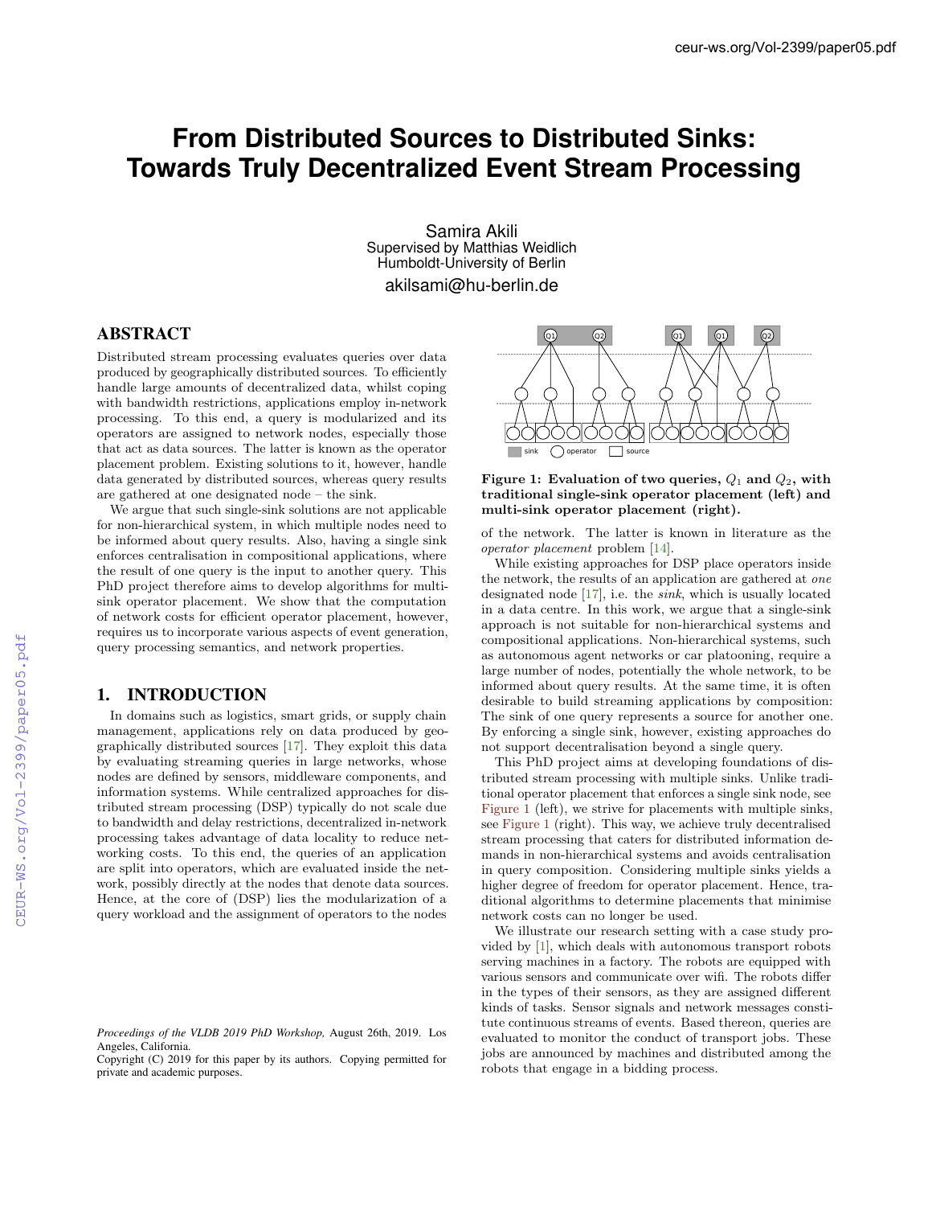# From Distributed Sources to Distributed Sinks: Towards Truly Decentralized Event Stream Processing

Samira Akili
Supervised by Matthias Weidlich
Humboldt-University of Berlin
akilsami@hu-berlin.de

## ABSTRACT

Distributed stream processing evaluates queries over data produced by geographically distributed sources. To efficiently handle large amounts of decentralized data, whilst coping with bandwidth restrictions, applications employ in-network processing. To this end, a query is modularized and its operators are assigned to network nodes, especially those that act as data sources. The latter is known as the operator placement problem. Existing solutions to it, however, handle data generated by distributed sources, whereas query results are gathered at one designated node – the sink.

We argue that such single-sink solutions are not applicable for non-hierarchical system, in which multiple nodes need to be informed about query results. Also, having a single sink enforces centralisation in compositional applications, where the result of one query is the input to another query. This PhD project therefore aims to develop algorithms for multi-sink operator placement. We show that the computation of network costs for efficient operator placement, however, requires us to incorporate various aspects of event generation, query processing semantics, and network properties.

## 1. INTRODUCTION

In domains such as logistics, smart grids, or supply chain management, applications rely on data produced by geographically distributed sources [17]. They exploit this data by evaluating streaming queries in large networks, whose nodes are defined by sensors, middleware components, and information systems. While centralized approaches for distributed stream processing (DSP) typically do not scale due to bandwidth and delay restrictions, decentralized in-network processing takes advantage of data locality to reduce networking costs. To this end, the queries of an application are split into operators, which are evaluated inside the network, possibly directly at the nodes that denote data sources. Hence, at the core of (DSP) lies the modularization of a query workload and the assignment of operators to the nodes of the network. The latter is known in literature as the *operator placement* problem [14].

**Figure 1: Evaluation of two queries, $Q_1$ and $Q_2$, with traditional single-sink operator placement (left) and multi-sink operator placement (right).**

While existing approaches for DSP place operators inside the network, the results of an application are gathered at *one* designated node [17], i.e. the *sink*, which is usually located in a data centre. In this work, we argue that a single-sink approach is not suitable for non-hierarchical systems and compositional applications. Non-hierarchical systems, such as autonomous agent networks or car platooning, require a large number of nodes, potentially the whole network, to be informed about query results. At the same time, it is often desirable to build streaming applications by composition: The sink of one query represents a source for another one. By enforcing a single sink, however, existing approaches do not support decentralisation beyond a single query.

This PhD project aims at developing foundations of distributed stream processing with multiple sinks. Unlike traditional operator placement that enforces a single sink node, see Figure 1 (left), we strive for placements with multiple sinks, see Figure 1 (right). This way, we achieve truly decentralised stream processing that caters for distributed information demands in non-hierarchical systems and avoids centralisation in query composition. Considering multiple sinks yields a higher degree of freedom for operator placement. Hence, traditional algorithms to determine placements that minimise network costs can no longer be used.

We illustrate our research setting with a case study provided by [1], which deals with autonomous transport robots serving machines in a factory. The robots are equipped with various sensors and communicate over wifi. The robots differ in the types of their sensors, as they are assigned different kinds of tasks. Sensor signals and network messages constitute continuous streams of events. Based thereon, queries are evaluated to monitor the conduct of transport jobs. These jobs are announced by machines and distributed among the robots that engage in a bidding process.

*Proceedings of the VLDB 2019 PhD Workshop,* August 26th, 2019. Los Angeles, California.
Copyright (C) 2019 for this paper by its authors. Copying permitted for private and academic purposes.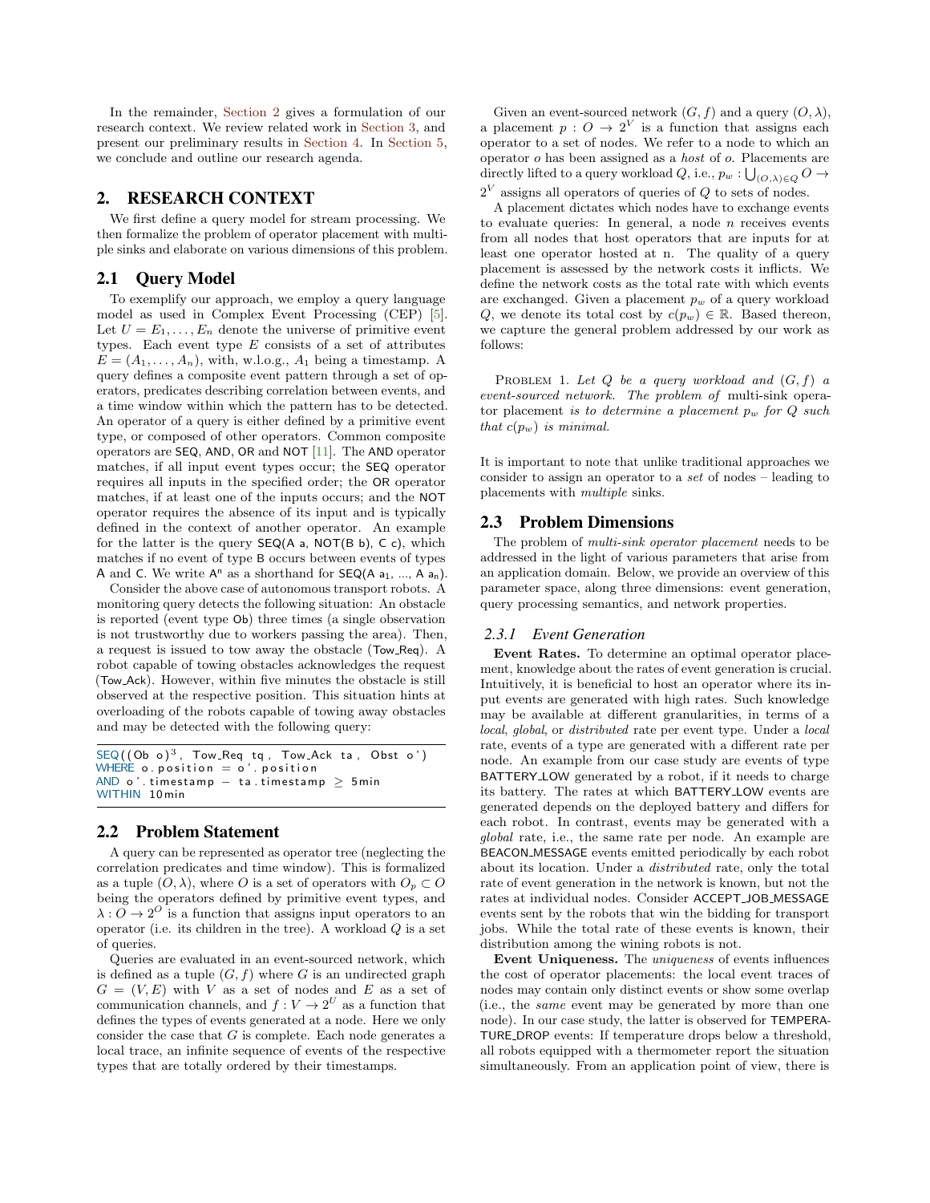In the remainder, Section 2 gives a formulation of our research context. We review related work in Section 3, and present our preliminary results in Section 4. In Section 5, we conclude and outline our research agenda.

## 2. RESEARCH CONTEXT

We first define a query model for stream processing. We then formalize the problem of operator placement with multiple sinks and elaborate on various dimensions of this problem.

### 2.1 Query Model

To exemplify our approach, we employ a query language model as used in Complex Event Processing (CEP) [5]. Let $U = E_1, \ldots, E_n$ denote the universe of primitive event types. Each event type $E$ consists of a set of attributes $E = (A_1, \ldots, A_n)$, with, w.l.o.g., $A_1$ being a timestamp. A query defines a composite event pattern through a set of operators, predicates describing correlation between events, and a time window within which the pattern has to be detected. An operator of a query is either defined by a primitive event type, or composed of other operators. Common composite operators are SEQ, AND, OR and NOT [11]. The AND operator matches, if all input event types occur; the SEQ operator requires all inputs in the specified order; the OR operator matches, if at least one of the inputs occurs; and the NOT operator requires the absence of its input and is typically defined in the context of another operator. An example for the latter is the query SEQ(A a, NOT(B b), C c), which matches if no event of type B occurs between events of types A and C. We write $\mathsf{A}^n$ as a shorthand for SEQ(A $\mathsf{a}_1$, ..., A $\mathsf{a}_n$).

Consider the above case of autonomous transport robots. A monitoring query detects the following situation: An obstacle is reported (event type Ob) three times (a single observation is not trustworthy due to workers passing the area). Then, a request is issued to tow away the obstacle (Tow_Req). A robot capable of towing obstacles acknowledges the request (Tow_Ack). However, within five minutes the obstacle is still observed at the respective position. This situation hints at overloading of the robots capable of towing away obstacles and may be detected with the following query:

```
SEQ((Ob o)^3, Tow_Req tq, Tow_Ack ta, Obst o')
WHERE o.position = o'.position
AND o'.timestamp − ta.timestamp ≥ 5min
WITHIN 10min
```

### 2.2 Problem Statement

A query can be represented as operator tree (neglecting the correlation predicates and time window). This is formalized as a tuple $(O, \lambda)$, where $O$ is a set of operators with $O_p \subset O$ being the operators defined by primitive event types, and $\lambda : O \rightarrow 2^O$ is a function that assigns input operators to an operator (i.e. its children in the tree). A workload $Q$ is a set of queries.

Queries are evaluated in an event-sourced network, which is defined as a tuple $(G, f)$ where $G$ is an undirected graph $G = (V, E)$ with $V$ as a set of nodes and $E$ as a set of communication channels, and $f : V \rightarrow 2^U$ as a function that defines the types of events generated at a node. Here we only consider the case that $G$ is complete. Each node generates a local trace, an infinite sequence of events of the respective types that are totally ordered by their timestamps.

Given an event-sourced network $(G, f)$ and a query $(O, \lambda)$, a placement $p : O \rightarrow 2^V$ is a function that assigns each operator to a set of nodes. We refer to a node to which an operator $o$ has been assigned as a *host* of $o$. Placements are directly lifted to a query workload $Q$, i.e., $p_w : \bigcup_{(O,\lambda) \in Q} O \rightarrow 2^V$ assigns all operators of queries of $Q$ to sets of nodes.

A placement dictates which nodes have to exchange events to evaluate queries: In general, a node $n$ receives events from all nodes that host operators that are inputs for at least one operator hosted at n. The quality of a query placement is assessed by the network costs it inflicts. We define the network costs as the total rate with which events are exchanged. Given a placement $p_w$ of a query workload $Q$, we denote its total cost by $c(p_w) \in \mathbb{R}$. Based thereon, we capture the general problem addressed by our work as follows:

Problem 1. *Let $Q$ be a query workload and $(G, f)$ a event-sourced network. The problem of* multi-sink operator placement *is to determine a placement $p_w$ for $Q$ such that $c(p_w)$ is minimal.*

It is important to note that unlike traditional approaches we consider to assign an operator to a *set* of nodes – leading to placements with *multiple* sinks.

### 2.3 Problem Dimensions

The problem of *multi-sink operator placement* needs to be addressed in the light of various parameters that arise from an application domain. Below, we provide an overview of this parameter space, along three dimensions: event generation, query processing semantics, and network properties.

#### 2.3.1 Event Generation

**Event Rates.** To determine an optimal operator placement, knowledge about the rates of event generation is crucial. Intuitively, it is beneficial to host an operator where its input events are generated with high rates. Such knowledge may be available at different granularities, in terms of a *local*, *global*, or *distributed* rate per event type. Under a *local* rate, events of a type are generated with a different rate per node. An example from our case study are events of type BATTERY_LOW generated by a robot, if it needs to charge its battery. The rates at which BATTERY_LOW events are generated depends on the deployed battery and differs for each robot. In contrast, events may be generated with a *global* rate, i.e., the same rate per node. An example are BEACON_MESSAGE events emitted periodically by each robot about its location. Under a *distributed* rate, only the total rate of event generation in the network is known, but not the rates at individual nodes. Consider ACCEPT_JOB_MESSAGE events sent by the robots that win the bidding for transport jobs. While the total rate of these events is known, their distribution among the wining robots is not.

**Event Uniqueness.** The *uniqueness* of events influences the cost of operator placements: the local event traces of nodes may contain only distinct events or show some overlap (i.e., the *same* event may be generated by more than one node). In our case study, the latter is observed for TEMPERATURE_DROP events: If temperature drops below a threshold, all robots equipped with a thermometer report the situation simultaneously. From an application point of view, there is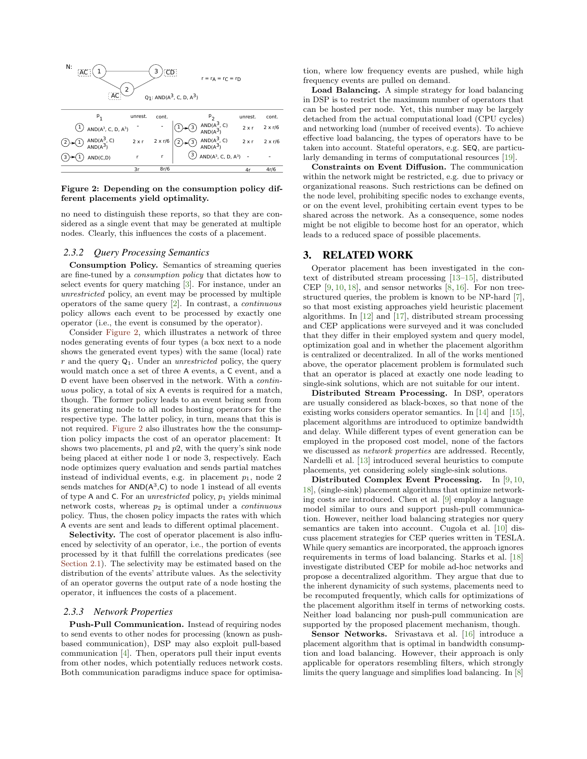N: AC (1) — (3) CD; (1) — (2) AC; (2) — (3)

$r = r_A = r_C = r_D$

$Q_1$: AND($A^3$, C, D, $A^3$)

| $p_1$ | | unrest. | cont. | $p_2$ | | unrest. | cont. |
|---|---|---|---|---|---|---|---|
| (1) | AND($A^3$, C, D, $A^3$) | - | - | (1)→(3) | AND($A^3$, C) AND($A^3$) | 2 x r | 2 x r/6 |
| (2)→(1) | AND($A^3$, C) AND($A^3$) | 2 x r | 2 x r/6 | (2)→(3) | AND($A^3$, C) AND($A^3$) | 2 x r | 2 x r/6 |
| (3)→(1) | AND(C,D) | r | r | (3) | AND($A^3$, C, D, $A^3$) | - | - |
| | | 3r | 8r/6 | | | 4r | 4r/6 |

**Figure 2: Depending on the consumption policy different placements yield optimality.**

no need to distinguish these reports, so that they are considered as a single event that may be generated at multiple nodes. Clearly, this influences the costs of a placement.

### 2.3.2 *Query Processing Semantics*

**Consumption Policy.** Semantics of streaming queries are fine-tuned by a *consumption policy* that dictates how to select events for query matching [3]. For instance, under an *unrestricted* policy, an event may be processed by multiple operators of the same query [2]. In contrast, a *continuous* policy allows each event to be processed by exactly one operator (i.e., the event is consumed by the operator).

Consider Figure 2, which illustrates a network of three nodes generating events of four types (a box next to a node shows the generated event types) with the same (local) rate $r$ and the query $Q_1$. Under an *unrestricted* policy, the query would match once a set of three A events, a C event, and a D event have been observed in the network. With a *continuous* policy, a total of six A events is required for a match, though. The former policy leads to an event being sent from its generating node to all nodes hosting operators for the respective type. The latter policy, in turn, means that this is not required. Figure 2 also illustrates how the the consumption policy impacts the cost of an operator placement: It shows two placements, $p1$ and $p2$, with the query's sink node being placed at either node 1 or node 3, respectively. Each node optimizes query evaluation and sends partial matches instead of individual events, e.g. in placement $p_1$, node 2 sends matches for AND($A^3$,C) to node 1 instead of all events of type A and C. For an *unrestricted* policy, $p_1$ yields minimal network costs, whereas $p_2$ is optimal under a *continuous* policy. Thus, the chosen policy impacts the rates with which A events are sent and leads to different optimal placement.

**Selectivity.** The cost of operator placement is also influenced by selectivity of an operator, i.e., the portion of events processed by it that fulfill the correlations predicates (see Section 2.1). The selectivity may be estimated based on the distribution of the events' attribute values. As the selectivity of an operator governs the output rate of a node hosting the operator, it influences the costs of a placement.

### 2.3.3 *Network Properties*

**Push-Pull Communication.** Instead of requiring nodes to send events to other nodes for processing (known as push-based communication), DSP may also exploit pull-based communication [4]. Then, operators pull their input events from other nodes, which potentially reduces network costs. Both communication paradigms induce space for optimisation, where low frequency events are pushed, while high frequency events are pulled on demand.

**Load Balancing.** A simple strategy for load balancing in DSP is to restrict the maximum number of operators that can be hosted per node. Yet, this number may be largely detached from the actual computational load (CPU cycles) and networking load (number of received events). To achieve effective load balancing, the types of operators have to be taken into account. Stateful operators, e.g. SEQ, are particularly demanding in terms of computational resources [19].

**Constraints on Event Diffusion.** The communication within the network might be restricted, e.g. due to privacy or organizational reasons. Such restrictions can be defined on the node level, prohibiting specific nodes to exchange events, or on the event level, prohibiting certain event types to be shared across the network. As a consequence, some nodes might be not eligible to become host for an operator, which leads to a reduced space of possible placements.

## 3. RELATED WORK

Operator placement has been investigated in the context of distributed stream processing [13–15], distributed CEP [9, 10, 18], and sensor networks [8, 16]. For non tree-structured queries, the problem is known to be NP-hard [7], so that most existing approaches yield heuristic placement algorithms. In [12] and [17], distributed stream processing and CEP applications were surveyed and it was concluded that they differ in their employed system and query model, optimization goal and in whether the placement algorithm is centralized or decentralized. In all of the works mentioned above, the operator placement problem is formulated such that an operator is placed at exactly one node leading to single-sink solutions, which are not suitable for our intent.

**Distributed Stream Processing.** In DSP, operators are usually considered as black-boxes, so that none of the existing works considers operator semantics. In [14] and [15], placement algorithms are introduced to optimize bandwidth and delay. While different types of event generation can be employed in the proposed cost model, none of the factors we discussed as *network properties* are addressed. Recently, Nardelli et al. [13] introduced several heuristics to compute placements, yet considering solely single-sink solutions.

**Distributed Complex Event Processing.** In [9, 10, 18], (single-sink) placement algorithms that optimize networking costs are introduced. Chen et al. [9] employ a language model similar to ours and support push-pull communication. However, neither load balancing strategies nor query semantics are taken into account. Cugola et al. [10] discuss placement strategies for CEP queries written in TESLA. While query semantics are incorporated, the approach ignores requirements in terms of load balancing. Starks et al. [18] investigate distributed CEP for mobile ad-hoc networks and propose a decentralized algorithm. They argue that due to the inherent dynamicity of such systems, placements need to be recomputed frequently, which calls for optimizations of the placement algorithm itself in terms of networking costs. Neither load balancing nor push-pull communication are supported by the proposed placement mechanism, though.

**Sensor Networks.** Srivastava et al. [16] introduce a placement algorithm that is optimal in bandwidth consumption and load balancing. However, their approach is only applicable for operators resembling filters, which strongly limits the query language and simplifies load balancing. In [8]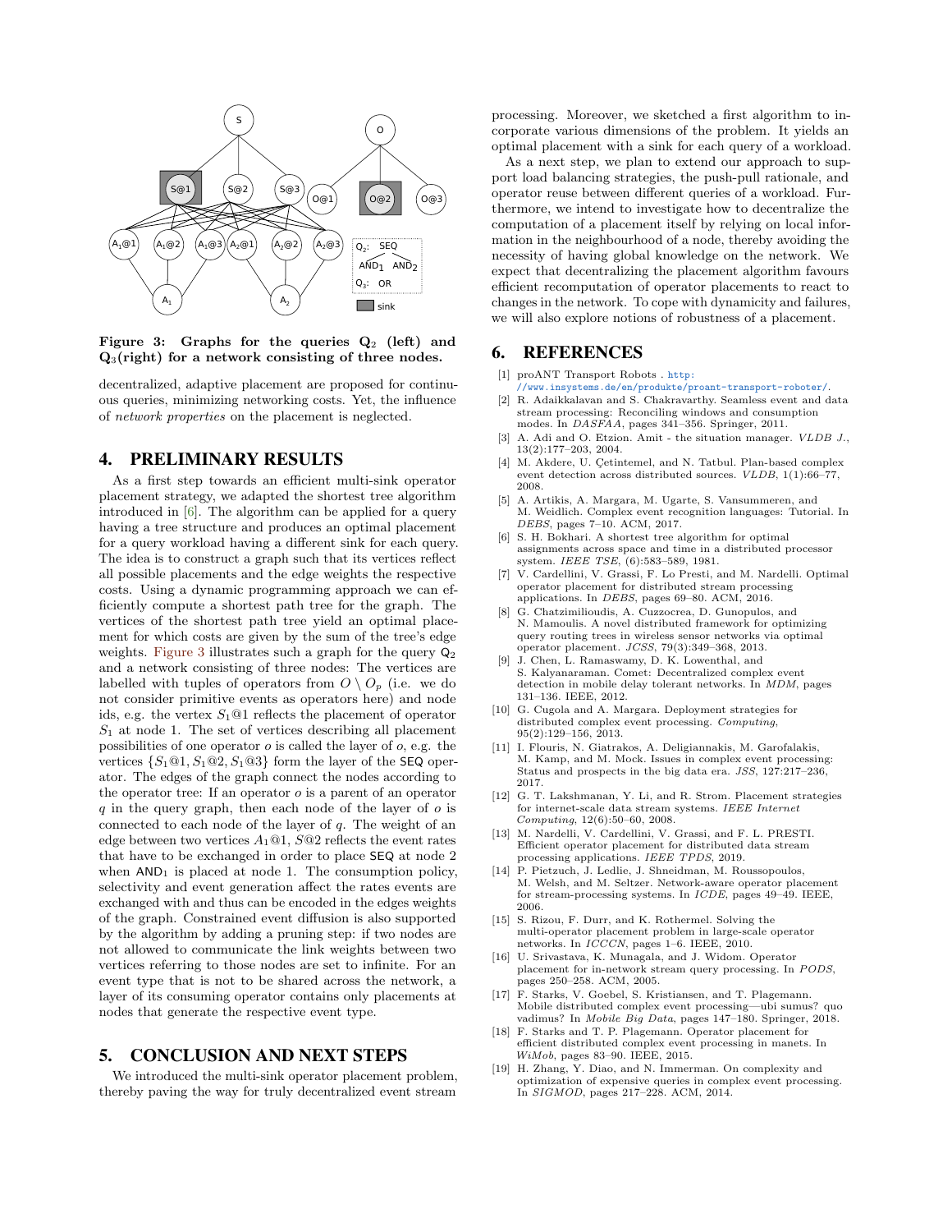Figure 3: Graphs for the queries $Q_2$ (left) and $Q_3$(right) for a network consisting of three nodes.

decentralized, adaptive placement are proposed for continuous queries, minimizing networking costs. Yet, the influence of *network properties* on the placement is neglected.

## 4. PRELIMINARY RESULTS

As a first step towards an efficient multi-sink operator placement strategy, we adapted the shortest tree algorithm introduced in [6]. The algorithm can be applied for a query having a tree structure and produces an optimal placement for a query workload having a different sink for each query. The idea is to construct a graph such that its vertices reflect all possible placements and the edge weights the respective costs. Using a dynamic programming approach we can efficiently compute a shortest path tree for the graph. The vertices of the shortest path tree yield an optimal placement for which costs are given by the sum of the tree's edge weights. Figure 3 illustrates such a graph for the query $\mathsf{Q}_2$ and a network consisting of three nodes: The vertices are labelled with tuples of operators from $O \setminus O_p$ (i.e. we do not consider primitive events as operators here) and node ids, e.g. the vertex $S_1@1$ reflects the placement of operator $S_1$ at node 1. The set of vertices describing all placement possibilities of one operator $o$ is called the layer of $o$, e.g. the vertices $\{S_1@1, S_1@2, S_1@3\}$ form the layer of the SEQ operator. The edges of the graph connect the nodes according to the operator tree: If an operator $o$ is a parent of an operator $q$ in the query graph, then each node of the layer of $o$ is connected to each node of the layer of $q$. The weight of an edge between two vertices $A_1@1$, $S@2$ reflects the event rates that have to be exchanged in order to place SEQ at node 2 when $\mathsf{AND}_1$ is placed at node 1. The consumption policy, selectivity and event generation affect the rates events are exchanged with and thus can be encoded in the edges weights of the graph. Constrained event diffusion is also supported by the algorithm by adding a pruning step: if two nodes are not allowed to communicate the link weights between two vertices referring to those nodes are set to infinite. For an event type that is not to be shared across the network, a layer of its consuming operator contains only placements at nodes that generate the respective event type.

## 5. CONCLUSION AND NEXT STEPS

We introduced the multi-sink operator placement problem, thereby paving the way for truly decentralized event stream processing. Moreover, we sketched a first algorithm to incorporate various dimensions of the problem. It yields an optimal placement with a sink for each query of a workload.

As a next step, we plan to extend our approach to support load balancing strategies, the push-pull rationale, and operator reuse between different queries of a workload. Furthermore, we intend to investigate how to decentralize the computation of a placement itself by relying on local information in the neighbourhood of a node, thereby avoiding the necessity of having global knowledge on the network. We expect that decentralizing the placement algorithm favours efficient recomputation of operator placements to react to changes in the network. To cope with dynamicity and failures, we will also explore notions of robustness of a placement.

## 6. REFERENCES

[1] proANT Transport Robots . http://www.insystems.de/en/produkte/proant-transport-roboter/.

[2] R. Adaikkalavan and S. Chakravarthy. Seamless event and data stream processing: Reconciling windows and consumption modes. In *DASFAA*, pages 341–356. Springer, 2011.

[3] A. Adi and O. Etzion. Amit - the situation manager. *VLDB J.*, 13(2):177–203, 2004.

[4] M. Akdere, U. Çetintemel, and N. Tatbul. Plan-based complex event detection across distributed sources. *VLDB*, 1(1):66–77, 2008.

[5] A. Artikis, A. Margara, M. Ugarte, S. Vansummeren, and M. Weidlich. Complex event recognition languages: Tutorial. In *DEBS*, pages 7–10. ACM, 2017.

[6] S. H. Bokhari. A shortest tree algorithm for optimal assignments across space and time in a distributed processor system. *IEEE TSE*, (6):583–589, 1981.

[7] V. Cardellini, V. Grassi, F. Lo Presti, and M. Nardelli. Optimal operator placement for distributed stream processing applications. In *DEBS*, pages 69–80. ACM, 2016.

[8] G. Chatzimilioudis, A. Cuzzocrea, D. Gunopulos, and N. Mamoulis. A novel distributed framework for optimizing query routing trees in wireless sensor networks via optimal operator placement. *JCSS*, 79(3):349–368, 2013.

[9] J. Chen, L. Ramaswamy, D. K. Lowenthal, and S. Kalyanaraman. Comet: Decentralized complex event detection in mobile delay tolerant networks. In *MDM*, pages 131–136. IEEE, 2012.

[10] G. Cugola and A. Margara. Deployment strategies for distributed complex event processing. *Computing*, 95(2):129–156, 2013.

[11] I. Flouris, N. Giatrakos, A. Deligiannakis, M. Garofalakis, M. Kamp, and M. Mock. Issues in complex event processing: Status and prospects in the big data era. *JSS*, 127:217–236, 2017.

[12] G. T. Lakshmanan, Y. Li, and R. Strom. Placement strategies for internet-scale data stream systems. *IEEE Internet Computing*, 12(6):50–60, 2008.

[13] M. Nardelli, V. Cardellini, V. Grassi, and F. L. PRESTI. Efficient operator placement for distributed data stream processing applications. *IEEE TPDS*, 2019.

[14] P. Pietzuch, J. Ledlie, J. Shneidman, M. Roussopoulos, M. Welsh, and M. Seltzer. Network-aware operator placement for stream-processing systems. In *ICDE*, pages 49–49. IEEE, 2006.

[15] S. Rizou, F. Durr, and K. Rothermel. Solving the multi-operator placement problem in large-scale operator networks. In *ICCCN*, pages 1–6. IEEE, 2010.

[16] U. Srivastava, K. Munagala, and J. Widom. Operator placement for in-network stream query processing. In *PODS*, pages 250–258. ACM, 2005.

[17] F. Starks, V. Goebel, S. Kristiansen, and T. Plagemann. Mobile distributed complex event processing—ubi sumus? quo vadimus? In *Mobile Big Data*, pages 147–180. Springer, 2018.

[18] F. Starks and T. P. Plagemann. Operator placement for efficient distributed complex event processing in manets. In *WiMob*, pages 83–90. IEEE, 2015.

[19] H. Zhang, Y. Diao, and N. Immerman. On complexity and optimization of expensive queries in complex event processing. In *SIGMOD*, pages 217–228. ACM, 2014.